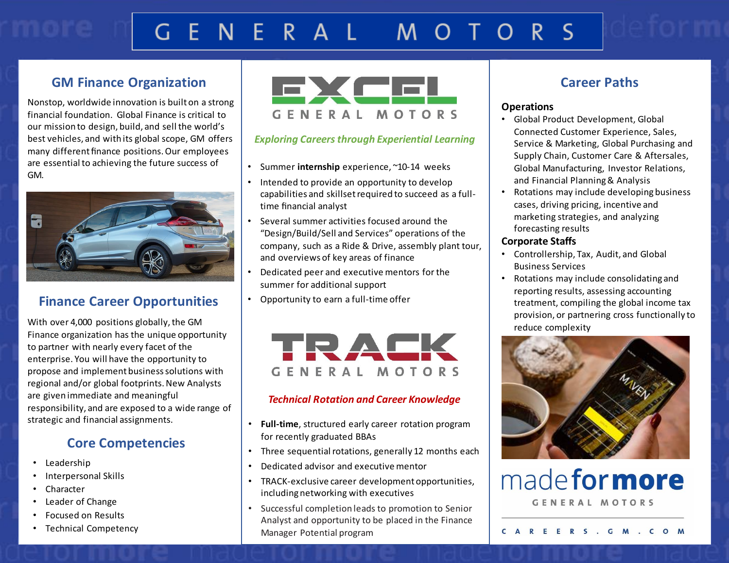# GENERAL MOTORS

## GM Finance Organization

Nonstop, worldwide innovation is built on a strong financial foundation. Global Finance is critical to our mission to design, build, and sell the world's best vehicles, and with its global scope, GM offers many different finance positions. Our employees are essential to achieving the future success of GM.

## Finance Career Opportunities

With over 4,000 positions globally, the GM Finance organization has the unique opportunity to partner with nearly every facet of the enterprise. You will have the opportunity to propose and implement business solutions with regional and/or global footprints. New Analysts are given immediate and meaningful responsibility, and are exposed to a wide range of strategic and financial assignments.

## Core Competencies

- Leadership
- Interpersonal Skills
- Character
- Leader of Change
- Focused on Results
- Technical Competency

## EXCEL

GENERAL MOTORS

***Exploring Careers through Experiential Learning***

- Summer **internship** experience, ~10-14 weeks
- Intended to provide an opportunity to develop capabilities and skillset required to succeed as a full-time financial analyst
- Several summer activities focused around the "Design/Build/Sell and Services" operations of the company, such as a Ride & Drive, assembly plant tour, and overviews of key areas of finance
- Dedicated peer and executive mentors for the summer for additional support
- Opportunity to earn a full-time offer

## TRACK

GENERAL MOTORS

***Technical Rotation and Career Knowledge***

- **Full-time**, structured early career rotation program for recently graduated BBAs
- Three sequential rotations, generally 12 months each
- Dedicated advisor and executive mentor
- TRACK-exclusive career development opportunities, including networking with executives
- Successful completion leads to promotion to Senior Analyst and opportunity to be placed in the Finance Manager Potential program

## Career Paths

### Operations

- Global Product Development, Global Connected Customer Experience, Sales, Service & Marketing, Global Purchasing and Supply Chain, Customer Care & Aftersales, Global Manufacturing, Investor Relations, and Financial Planning & Analysis
- Rotations may include developing business cases, driving pricing, incentive and marketing strategies, and analyzing forecasting results

### Corporate Staffs

- Controllership, Tax, Audit, and Global Business Services
- Rotations may include consolidating and reporting results, assessing accounting treatment, compiling the global income tax provision, or partnering cross functionally to reduce complexity

made for more

GENERAL MOTORS

CAREERS.GM.COM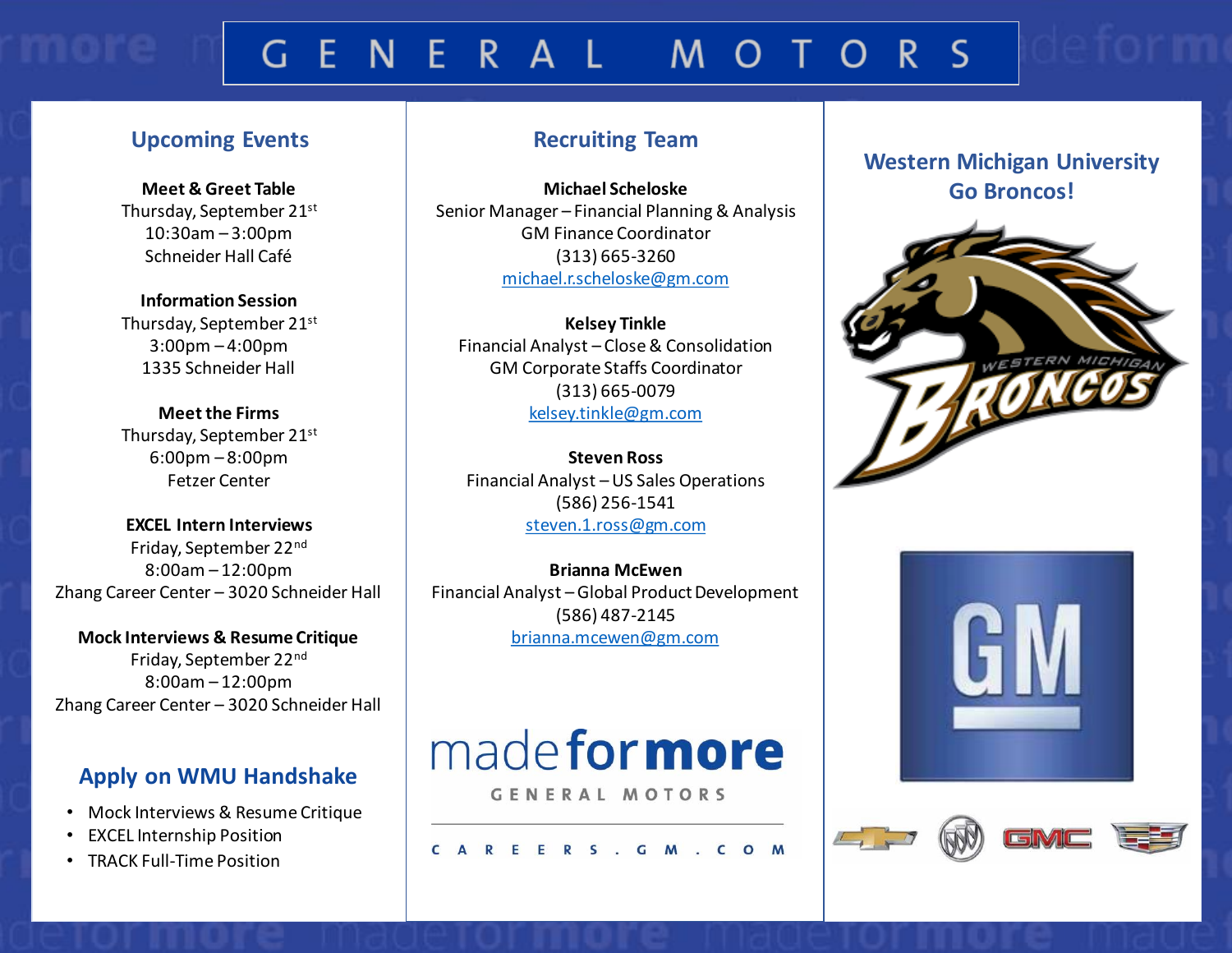# GENERAL MOTORS

## Upcoming Events

**Meet & Greet Table**
Thursday, September 21st
10:30am – 3:00pm
Schneider Hall Café

**Information Session**
Thursday, September 21st
3:00pm – 4:00pm
1335 Schneider Hall

**Meet the Firms**
Thursday, September 21st
6:00pm – 8:00pm
Fetzer Center

**EXCEL Intern Interviews**
Friday, September 22nd
8:00am – 12:00pm
Zhang Career Center – 3020 Schneider Hall

**Mock Interviews & Resume Critique**
Friday, September 22nd
8:00am – 12:00pm
Zhang Career Center – 3020 Schneider Hall

## Apply on WMU Handshake

- Mock Interviews & Resume Critique
- EXCEL Internship Position
- TRACK Full-Time Position

## Recruiting Team

**Michael Scheloske**
Senior Manager – Financial Planning & Analysis
GM Finance Coordinator
(313) 665-3260
michael.r.scheloske@gm.com

**Kelsey Tinkle**
Financial Analyst – Close & Consolidation
GM Corporate Staffs Coordinator
(313) 665-0079
kelsey.tinkle@gm.com

**Steven Ross**
Financial Analyst – US Sales Operations
(586) 256-1541
steven.1.ross@gm.com

**Brianna McEwen**
Financial Analyst – Global Product Development
(586) 487-2145
brianna.mcewen@gm.com

made for more
GENERAL MOTORS

CAREERS.GM.COM

## Western Michigan University Go Broncos!